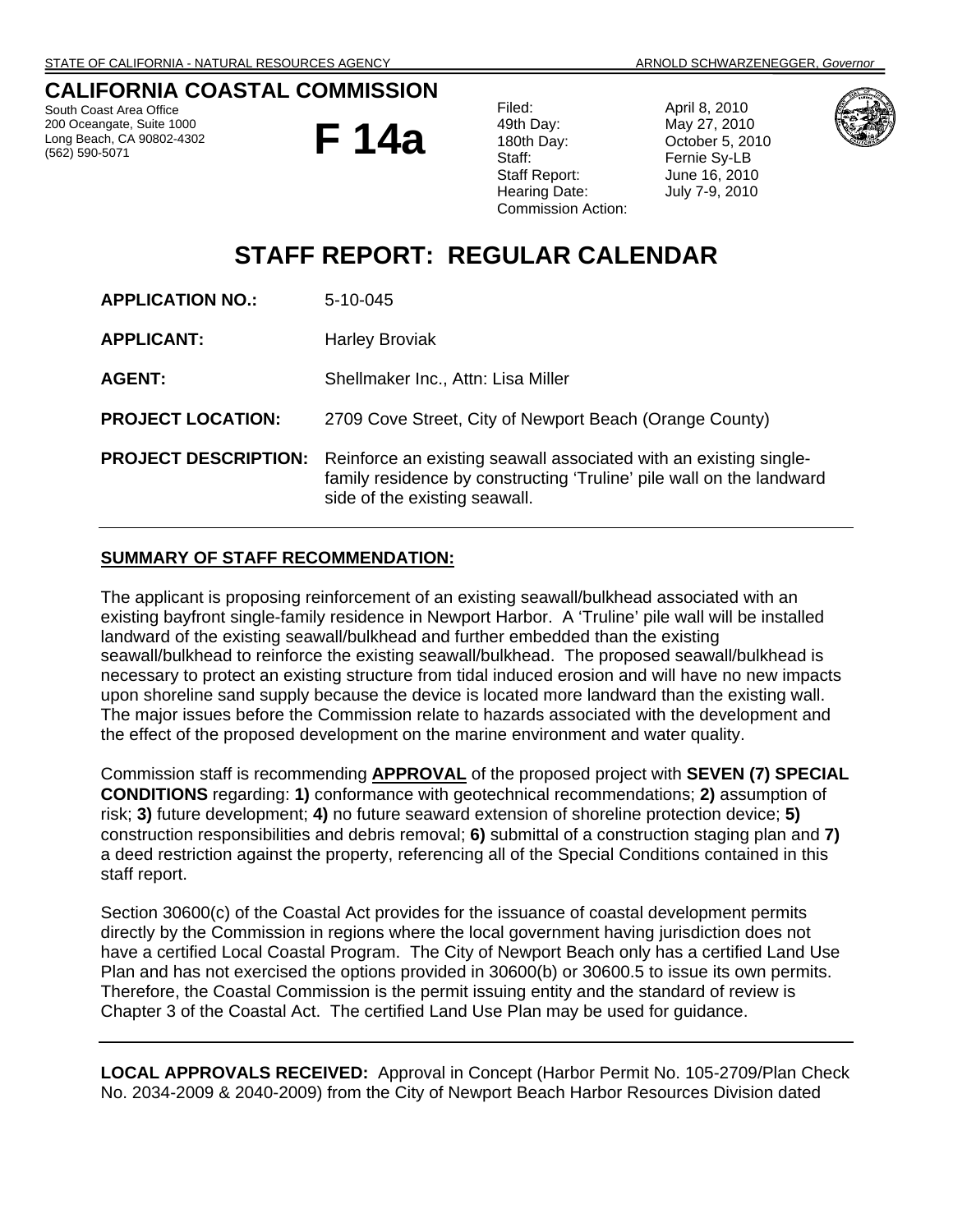STATE OF CALIFORNIA - NATURAL RESOURCES AGENCY ARNOLD SCHWARZENEGGER, *Governor*

# CALIFORNIA COASTAL COMMISSION

South Coast Area Office
200 Oceangate, Suite 1000
Long Beach, CA 90802-4302
(562) 590-5071

# F 14a

| | |
|---|---|
| Filed: | April 8, 2010 |
| 49th Day: | May 27, 2010 |
| 180th Day: | October 5, 2010 |
| Staff: | Fernie Sy-LB |
| Staff Report: | June 16, 2010 |
| Hearing Date: | July 7-9, 2010 |
| Commission Action: | |

# STAFF REPORT: REGULAR CALENDAR

**APPLICATION NO.:** 5-10-045

**APPLICANT:** Harley Broviak

**AGENT:** Shellmaker Inc., Attn: Lisa Miller

**PROJECT LOCATION:** 2709 Cove Street, City of Newport Beach (Orange County)

**PROJECT DESCRIPTION:** Reinforce an existing seawall associated with an existing single-family residence by constructing 'Truline' pile wall on the landward side of the existing seawall.

---

## SUMMARY OF STAFF RECOMMENDATION:

The applicant is proposing reinforcement of an existing seawall/bulkhead associated with an existing bayfront single-family residence in Newport Harbor. A 'Truline' pile wall will be installed landward of the existing seawall/bulkhead and further embedded than the existing seawall/bulkhead to reinforce the existing seawall/bulkhead. The proposed seawall/bulkhead is necessary to protect an existing structure from tidal induced erosion and will have no new impacts upon shoreline sand supply because the device is located more landward than the existing wall. The major issues before the Commission relate to hazards associated with the development and the effect of the proposed development on the marine environment and water quality.

Commission staff is recommending **APPROVAL** of the proposed project with **SEVEN (7) SPECIAL CONDITIONS** regarding: **1)** conformance with geotechnical recommendations; **2)** assumption of risk; **3)** future development; **4)** no future seaward extension of shoreline protection device; **5)** construction responsibilities and debris removal; **6)** submittal of a construction staging plan and **7)** a deed restriction against the property, referencing all of the Special Conditions contained in this staff report.

Section 30600(c) of the Coastal Act provides for the issuance of coastal development permits directly by the Commission in regions where the local government having jurisdiction does not have a certified Local Coastal Program. The City of Newport Beach only has a certified Land Use Plan and has not exercised the options provided in 30600(b) or 30600.5 to issue its own permits. Therefore, the Coastal Commission is the permit issuing entity and the standard of review is Chapter 3 of the Coastal Act. The certified Land Use Plan may be used for guidance.

---

**LOCAL APPROVALS RECEIVED:** Approval in Concept (Harbor Permit No. 105-2709/Plan Check No. 2034-2009 & 2040-2009) from the City of Newport Beach Harbor Resources Division dated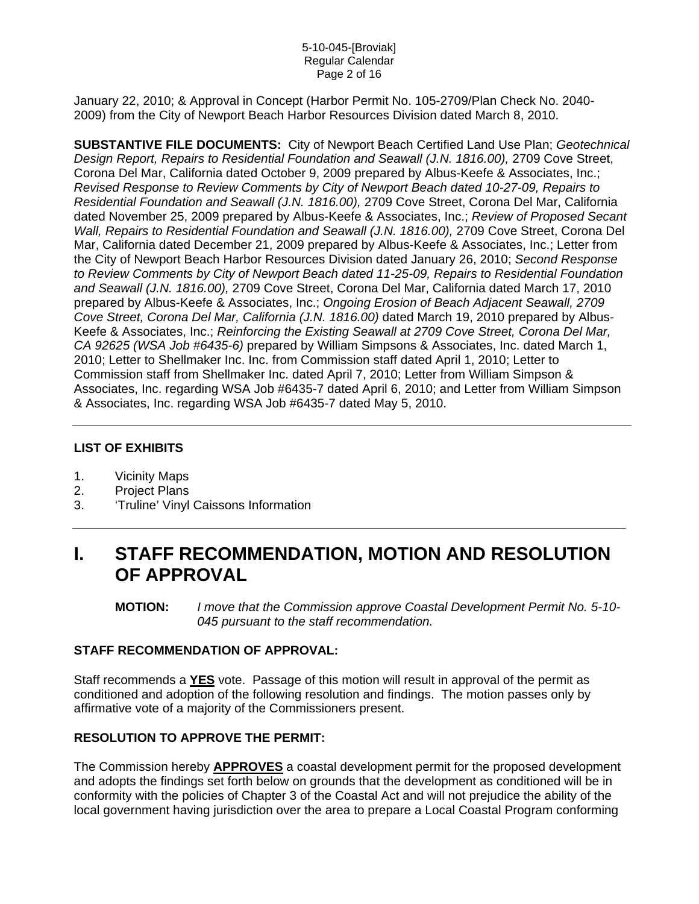January 22, 2010; & Approval in Concept (Harbor Permit No. 105-2709/Plan Check No. 2040-2009) from the City of Newport Beach Harbor Resources Division dated March 8, 2010.

**SUBSTANTIVE FILE DOCUMENTS:** City of Newport Beach Certified Land Use Plan; *Geotechnical Design Report, Repairs to Residential Foundation and Seawall (J.N. 1816.00),* 2709 Cove Street, Corona Del Mar, California dated October 9, 2009 prepared by Albus-Keefe & Associates, Inc.; *Revised Response to Review Comments by City of Newport Beach dated 10-27-09, Repairs to Residential Foundation and Seawall (J.N. 1816.00),* 2709 Cove Street, Corona Del Mar, California dated November 25, 2009 prepared by Albus-Keefe & Associates, Inc.; *Review of Proposed Secant Wall, Repairs to Residential Foundation and Seawall (J.N. 1816.00),* 2709 Cove Street, Corona Del Mar, California dated December 21, 2009 prepared by Albus-Keefe & Associates, Inc.; Letter from the City of Newport Beach Harbor Resources Division dated January 26, 2010; *Second Response to Review Comments by City of Newport Beach dated 11-25-09, Repairs to Residential Foundation and Seawall (J.N. 1816.00),* 2709 Cove Street, Corona Del Mar, California dated March 17, 2010 prepared by Albus-Keefe & Associates, Inc.; *Ongoing Erosion of Beach Adjacent Seawall, 2709 Cove Street, Corona Del Mar, California (J.N. 1816.00)* dated March 19, 2010 prepared by Albus-Keefe & Associates, Inc.; *Reinforcing the Existing Seawall at 2709 Cove Street, Corona Del Mar, CA 92625 (WSA Job #6435-6)* prepared by William Simpsons & Associates, Inc. dated March 1, 2010; Letter to Shellmaker Inc. Inc. from Commission staff dated April 1, 2010; Letter to Commission staff from Shellmaker Inc. dated April 7, 2010; Letter from William Simpson & Associates, Inc. regarding WSA Job #6435-7 dated April 6, 2010; and Letter from William Simpson & Associates, Inc. regarding WSA Job #6435-7 dated May 5, 2010.

---

**LIST OF EXHIBITS**

1. Vicinity Maps
2. Project Plans
3. 'Truline' Vinyl Caissons Information

---

# I. STAFF RECOMMENDATION, MOTION AND RESOLUTION OF APPROVAL

**MOTION:** *I move that the Commission approve Coastal Development Permit No. 5-10-045 pursuant to the staff recommendation.*

**STAFF RECOMMENDATION OF APPROVAL:**

Staff recommends a **YES** vote. Passage of this motion will result in approval of the permit as conditioned and adoption of the following resolution and findings. The motion passes only by affirmative vote of a majority of the Commissioners present.

**RESOLUTION TO APPROVE THE PERMIT:**

The Commission hereby **APPROVES** a coastal development permit for the proposed development and adopts the findings set forth below on grounds that the development as conditioned will be in conformity with the policies of Chapter 3 of the Coastal Act and will not prejudice the ability of the local government having jurisdiction over the area to prepare a Local Coastal Program conforming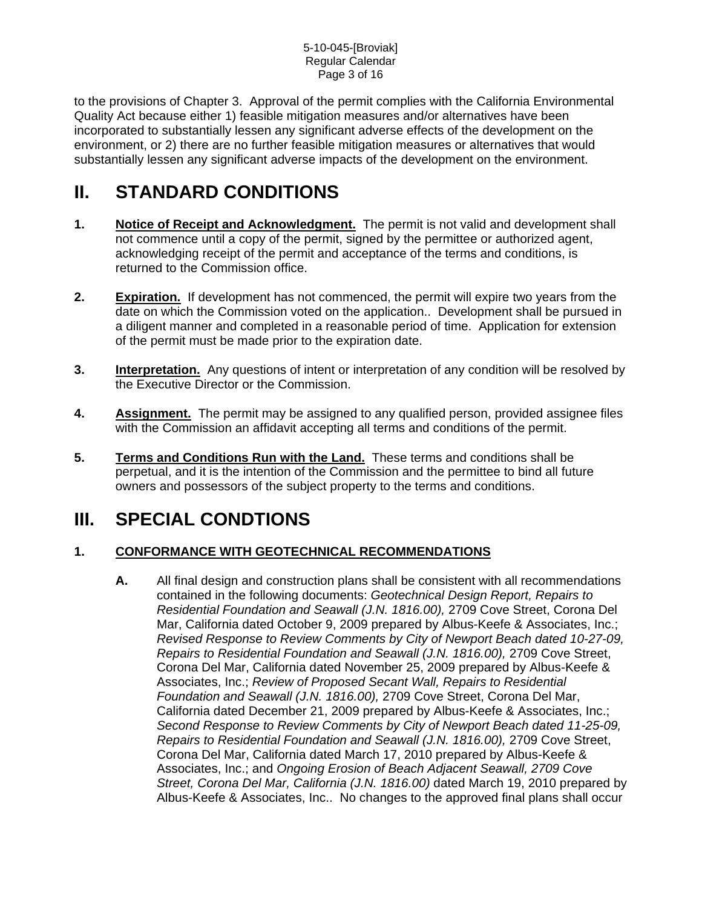to the provisions of Chapter 3. Approval of the permit complies with the California Environmental Quality Act because either 1) feasible mitigation measures and/or alternatives have been incorporated to substantially lessen any significant adverse effects of the development on the environment, or 2) there are no further feasible mitigation measures or alternatives that would substantially lessen any significant adverse impacts of the development on the environment.

# II. STANDARD CONDITIONS

1. **Notice of Receipt and Acknowledgment.** The permit is not valid and development shall not commence until a copy of the permit, signed by the permittee or authorized agent, acknowledging receipt of the permit and acceptance of the terms and conditions, is returned to the Commission office.

2. **Expiration.** If development has not commenced, the permit will expire two years from the date on which the Commission voted on the application.. Development shall be pursued in a diligent manner and completed in a reasonable period of time. Application for extension of the permit must be made prior to the expiration date.

3. **Interpretation.** Any questions of intent or interpretation of any condition will be resolved by the Executive Director or the Commission.

4. **Assignment.** The permit may be assigned to any qualified person, provided assignee files with the Commission an affidavit accepting all terms and conditions of the permit.

5. **Terms and Conditions Run with the Land.** These terms and conditions shall be perpetual, and it is the intention of the Commission and the permittee to bind all future owners and possessors of the subject property to the terms and conditions.

# III. SPECIAL CONDTIONS

## 1. CONFORMANCE WITH GEOTECHNICAL RECOMMENDATIONS

**A.** All final design and construction plans shall be consistent with all recommendations contained in the following documents: *Geotechnical Design Report, Repairs to Residential Foundation and Seawall (J.N. 1816.00),* 2709 Cove Street, Corona Del Mar, California dated October 9, 2009 prepared by Albus-Keefe & Associates, Inc.; *Revised Response to Review Comments by City of Newport Beach dated 10-27-09, Repairs to Residential Foundation and Seawall (J.N. 1816.00),* 2709 Cove Street, Corona Del Mar, California dated November 25, 2009 prepared by Albus-Keefe & Associates, Inc.; *Review of Proposed Secant Wall, Repairs to Residential Foundation and Seawall (J.N. 1816.00),* 2709 Cove Street, Corona Del Mar, California dated December 21, 2009 prepared by Albus-Keefe & Associates, Inc.; *Second Response to Review Comments by City of Newport Beach dated 11-25-09, Repairs to Residential Foundation and Seawall (J.N. 1816.00),* 2709 Cove Street, Corona Del Mar, California dated March 17, 2010 prepared by Albus-Keefe & Associates, Inc.; and *Ongoing Erosion of Beach Adjacent Seawall, 2709 Cove Street, Corona Del Mar, California (J.N. 1816.00)* dated March 19, 2010 prepared by Albus-Keefe & Associates, Inc.. No changes to the approved final plans shall occur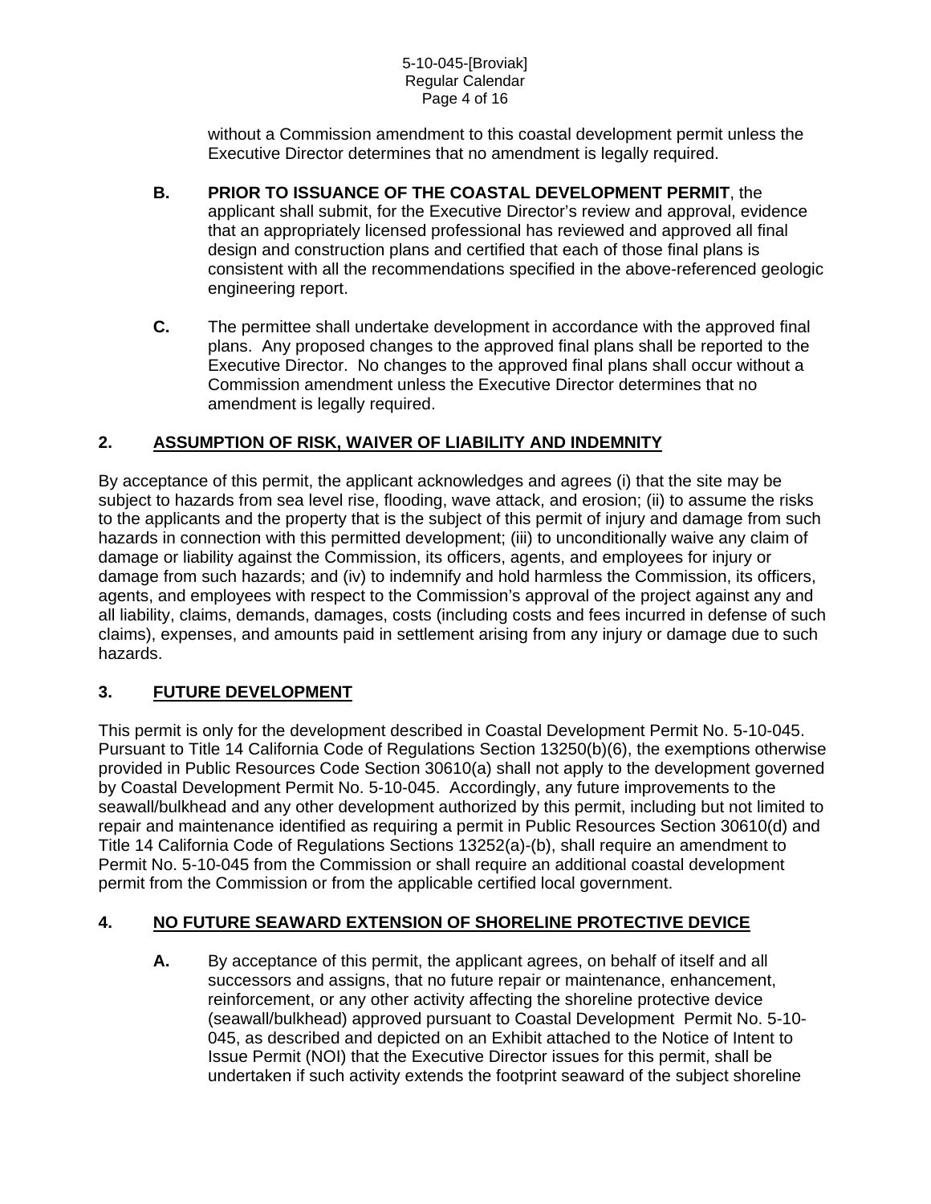without a Commission amendment to this coastal development permit unless the Executive Director determines that no amendment is legally required.

**B.** **PRIOR TO ISSUANCE OF THE COASTAL DEVELOPMENT PERMIT**, the applicant shall submit, for the Executive Director's review and approval, evidence that an appropriately licensed professional has reviewed and approved all final design and construction plans and certified that each of those final plans is consistent with all the recommendations specified in the above-referenced geologic engineering report.

**C.** The permittee shall undertake development in accordance with the approved final plans. Any proposed changes to the approved final plans shall be reported to the Executive Director. No changes to the approved final plans shall occur without a Commission amendment unless the Executive Director determines that no amendment is legally required.

## 2. ASSUMPTION OF RISK, WAIVER OF LIABILITY AND INDEMNITY

By acceptance of this permit, the applicant acknowledges and agrees (i) that the site may be subject to hazards from sea level rise, flooding, wave attack, and erosion; (ii) to assume the risks to the applicants and the property that is the subject of this permit of injury and damage from such hazards in connection with this permitted development; (iii) to unconditionally waive any claim of damage or liability against the Commission, its officers, agents, and employees for injury or damage from such hazards; and (iv) to indemnify and hold harmless the Commission, its officers, agents, and employees with respect to the Commission's approval of the project against any and all liability, claims, demands, damages, costs (including costs and fees incurred in defense of such claims), expenses, and amounts paid in settlement arising from any injury or damage due to such hazards.

## 3. FUTURE DEVELOPMENT

This permit is only for the development described in Coastal Development Permit No. 5-10-045. Pursuant to Title 14 California Code of Regulations Section 13250(b)(6), the exemptions otherwise provided in Public Resources Code Section 30610(a) shall not apply to the development governed by Coastal Development Permit No. 5-10-045. Accordingly, any future improvements to the seawall/bulkhead and any other development authorized by this permit, including but not limited to repair and maintenance identified as requiring a permit in Public Resources Section 30610(d) and Title 14 California Code of Regulations Sections 13252(a)-(b), shall require an amendment to Permit No. 5-10-045 from the Commission or shall require an additional coastal development permit from the Commission or from the applicable certified local government.

## 4. NO FUTURE SEAWARD EXTENSION OF SHORELINE PROTECTIVE DEVICE

**A.** By acceptance of this permit, the applicant agrees, on behalf of itself and all successors and assigns, that no future repair or maintenance, enhancement, reinforcement, or any other activity affecting the shoreline protective device (seawall/bulkhead) approved pursuant to Coastal Development Permit No. 5-10-045, as described and depicted on an Exhibit attached to the Notice of Intent to Issue Permit (NOI) that the Executive Director issues for this permit, shall be undertaken if such activity extends the footprint seaward of the subject shoreline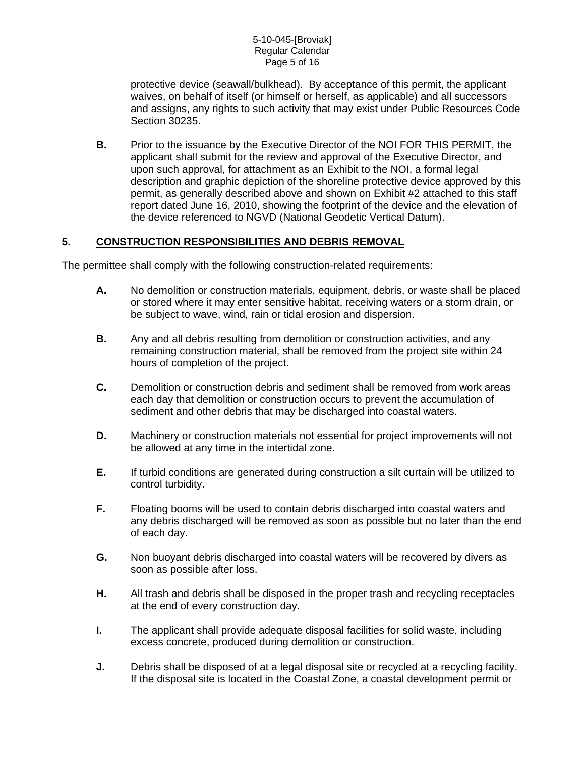protective device (seawall/bulkhead). By acceptance of this permit, the applicant waives, on behalf of itself (or himself or herself, as applicable) and all successors and assigns, any rights to such activity that may exist under Public Resources Code Section 30235.

**B.** Prior to the issuance by the Executive Director of the NOI FOR THIS PERMIT, the applicant shall submit for the review and approval of the Executive Director, and upon such approval, for attachment as an Exhibit to the NOI, a formal legal description and graphic depiction of the shoreline protective device approved by this permit, as generally described above and shown on Exhibit #2 attached to this staff report dated June 16, 2010, showing the footprint of the device and the elevation of the device referenced to NGVD (National Geodetic Vertical Datum).

## 5. CONSTRUCTION RESPONSIBILITIES AND DEBRIS REMOVAL

The permittee shall comply with the following construction-related requirements:

**A.** No demolition or construction materials, equipment, debris, or waste shall be placed or stored where it may enter sensitive habitat, receiving waters or a storm drain, or be subject to wave, wind, rain or tidal erosion and dispersion.

**B.** Any and all debris resulting from demolition or construction activities, and any remaining construction material, shall be removed from the project site within 24 hours of completion of the project.

**C.** Demolition or construction debris and sediment shall be removed from work areas each day that demolition or construction occurs to prevent the accumulation of sediment and other debris that may be discharged into coastal waters.

**D.** Machinery or construction materials not essential for project improvements will not be allowed at any time in the intertidal zone.

**E.** If turbid conditions are generated during construction a silt curtain will be utilized to control turbidity.

**F.** Floating booms will be used to contain debris discharged into coastal waters and any debris discharged will be removed as soon as possible but no later than the end of each day.

**G.** Non buoyant debris discharged into coastal waters will be recovered by divers as soon as possible after loss.

**H.** All trash and debris shall be disposed in the proper trash and recycling receptacles at the end of every construction day.

**I.** The applicant shall provide adequate disposal facilities for solid waste, including excess concrete, produced during demolition or construction.

**J.** Debris shall be disposed of at a legal disposal site or recycled at a recycling facility. If the disposal site is located in the Coastal Zone, a coastal development permit or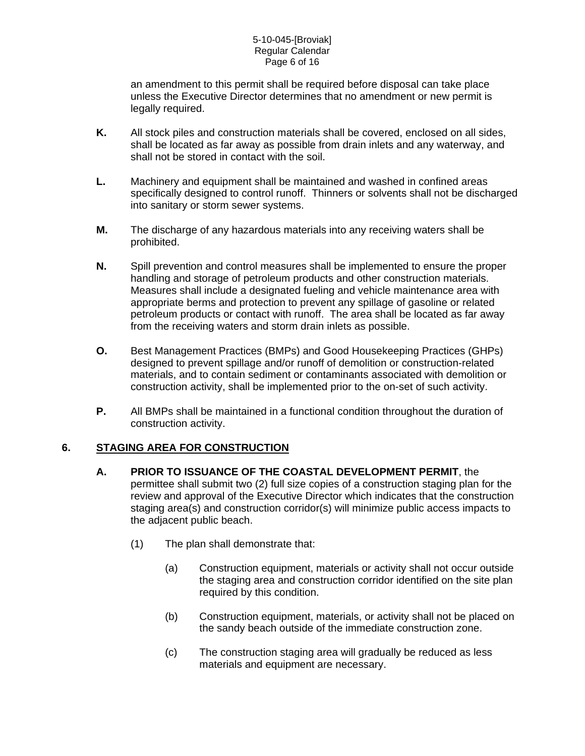an amendment to this permit shall be required before disposal can take place unless the Executive Director determines that no amendment or new permit is legally required.

**K.** All stock piles and construction materials shall be covered, enclosed on all sides, shall be located as far away as possible from drain inlets and any waterway, and shall not be stored in contact with the soil.

**L.** Machinery and equipment shall be maintained and washed in confined areas specifically designed to control runoff. Thinners or solvents shall not be discharged into sanitary or storm sewer systems.

**M.** The discharge of any hazardous materials into any receiving waters shall be prohibited.

**N.** Spill prevention and control measures shall be implemented to ensure the proper handling and storage of petroleum products and other construction materials. Measures shall include a designated fueling and vehicle maintenance area with appropriate berms and protection to prevent any spillage of gasoline or related petroleum products or contact with runoff. The area shall be located as far away from the receiving waters and storm drain inlets as possible.

**O.** Best Management Practices (BMPs) and Good Housekeeping Practices (GHPs) designed to prevent spillage and/or runoff of demolition or construction-related materials, and to contain sediment or contaminants associated with demolition or construction activity, shall be implemented prior to the on-set of such activity.

**P.** All BMPs shall be maintained in a functional condition throughout the duration of construction activity.

## 6. STAGING AREA FOR CONSTRUCTION

**A.** **PRIOR TO ISSUANCE OF THE COASTAL DEVELOPMENT PERMIT**, the permittee shall submit two (2) full size copies of a construction staging plan for the review and approval of the Executive Director which indicates that the construction staging area(s) and construction corridor(s) will minimize public access impacts to the adjacent public beach.

(1) The plan shall demonstrate that:

(a) Construction equipment, materials or activity shall not occur outside the staging area and construction corridor identified on the site plan required by this condition.

(b) Construction equipment, materials, or activity shall not be placed on the sandy beach outside of the immediate construction zone.

(c) The construction staging area will gradually be reduced as less materials and equipment are necessary.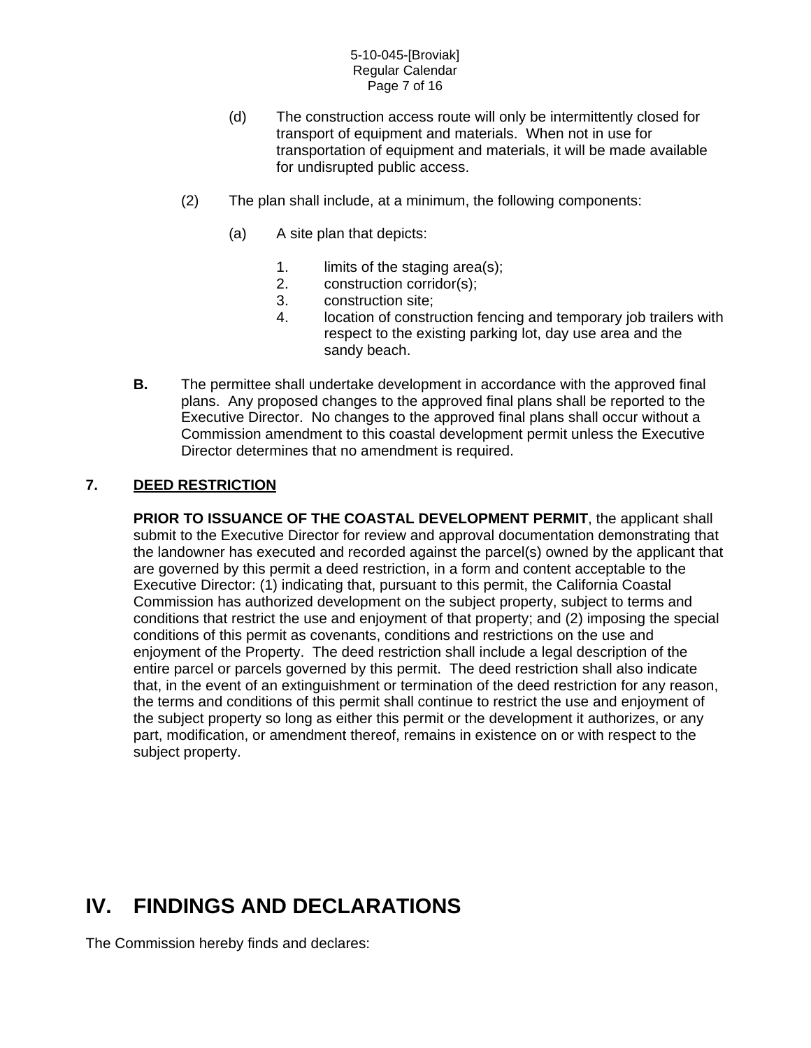(d) The construction access route will only be intermittently closed for transport of equipment and materials. When not in use for transportation of equipment and materials, it will be made available for undisrupted public access.

(2) The plan shall include, at a minimum, the following components:

(a) A site plan that depicts:

1. limits of the staging area(s);
2. construction corridor(s);
3. construction site;
4. location of construction fencing and temporary job trailers with respect to the existing parking lot, day use area and the sandy beach.

**B.** The permittee shall undertake development in accordance with the approved final plans. Any proposed changes to the approved final plans shall be reported to the Executive Director. No changes to the approved final plans shall occur without a Commission amendment to this coastal development permit unless the Executive Director determines that no amendment is required.

**7. <u>DEED RESTRICTION</u>**

**PRIOR TO ISSUANCE OF THE COASTAL DEVELOPMENT PERMIT**, the applicant shall submit to the Executive Director for review and approval documentation demonstrating that the landowner has executed and recorded against the parcel(s) owned by the applicant that are governed by this permit a deed restriction, in a form and content acceptable to the Executive Director: (1) indicating that, pursuant to this permit, the California Coastal Commission has authorized development on the subject property, subject to terms and conditions that restrict the use and enjoyment of that property; and (2) imposing the special conditions of this permit as covenants, conditions and restrictions on the use and enjoyment of the Property. The deed restriction shall include a legal description of the entire parcel or parcels governed by this permit. The deed restriction shall also indicate that, in the event of an extinguishment or termination of the deed restriction for any reason, the terms and conditions of this permit shall continue to restrict the use and enjoyment of the subject property so long as either this permit or the development it authorizes, or any part, modification, or amendment thereof, remains in existence on or with respect to the subject property.

# IV. FINDINGS AND DECLARATIONS

The Commission hereby finds and declares: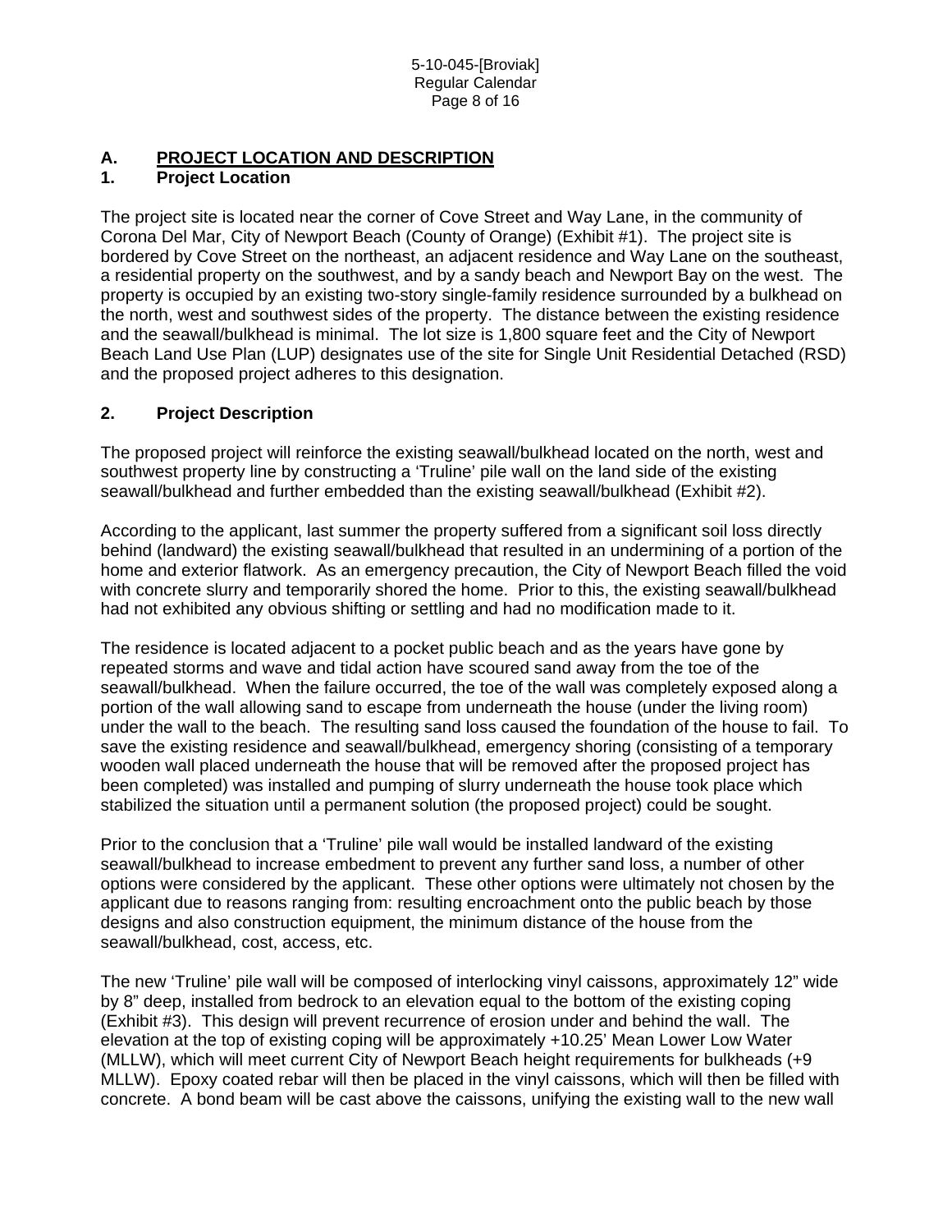## A. PROJECT LOCATION AND DESCRIPTION

### 1. Project Location

The project site is located near the corner of Cove Street and Way Lane, in the community of Corona Del Mar, City of Newport Beach (County of Orange) (Exhibit #1). The project site is bordered by Cove Street on the northeast, an adjacent residence and Way Lane on the southeast, a residential property on the southwest, and by a sandy beach and Newport Bay on the west. The property is occupied by an existing two-story single-family residence surrounded by a bulkhead on the north, west and southwest sides of the property. The distance between the existing residence and the seawall/bulkhead is minimal. The lot size is 1,800 square feet and the City of Newport Beach Land Use Plan (LUP) designates use of the site for Single Unit Residential Detached (RSD) and the proposed project adheres to this designation.

### 2. Project Description

The proposed project will reinforce the existing seawall/bulkhead located on the north, west and southwest property line by constructing a 'Truline' pile wall on the land side of the existing seawall/bulkhead and further embedded than the existing seawall/bulkhead (Exhibit #2).

According to the applicant, last summer the property suffered from a significant soil loss directly behind (landward) the existing seawall/bulkhead that resulted in an undermining of a portion of the home and exterior flatwork. As an emergency precaution, the City of Newport Beach filled the void with concrete slurry and temporarily shored the home. Prior to this, the existing seawall/bulkhead had not exhibited any obvious shifting or settling and had no modification made to it.

The residence is located adjacent to a pocket public beach and as the years have gone by repeated storms and wave and tidal action have scoured sand away from the toe of the seawall/bulkhead. When the failure occurred, the toe of the wall was completely exposed along a portion of the wall allowing sand to escape from underneath the house (under the living room) under the wall to the beach. The resulting sand loss caused the foundation of the house to fail. To save the existing residence and seawall/bulkhead, emergency shoring (consisting of a temporary wooden wall placed underneath the house that will be removed after the proposed project has been completed) was installed and pumping of slurry underneath the house took place which stabilized the situation until a permanent solution (the proposed project) could be sought.

Prior to the conclusion that a 'Truline' pile wall would be installed landward of the existing seawall/bulkhead to increase embedment to prevent any further sand loss, a number of other options were considered by the applicant. These other options were ultimately not chosen by the applicant due to reasons ranging from: resulting encroachment onto the public beach by those designs and also construction equipment, the minimum distance of the house from the seawall/bulkhead, cost, access, etc.

The new 'Truline' pile wall will be composed of interlocking vinyl caissons, approximately 12" wide by 8" deep, installed from bedrock to an elevation equal to the bottom of the existing coping (Exhibit #3). This design will prevent recurrence of erosion under and behind the wall. The elevation at the top of existing coping will be approximately +10.25' Mean Lower Low Water (MLLW), which will meet current City of Newport Beach height requirements for bulkheads (+9 MLLW). Epoxy coated rebar will then be placed in the vinyl caissons, which will then be filled with concrete. A bond beam will be cast above the caissons, unifying the existing wall to the new wall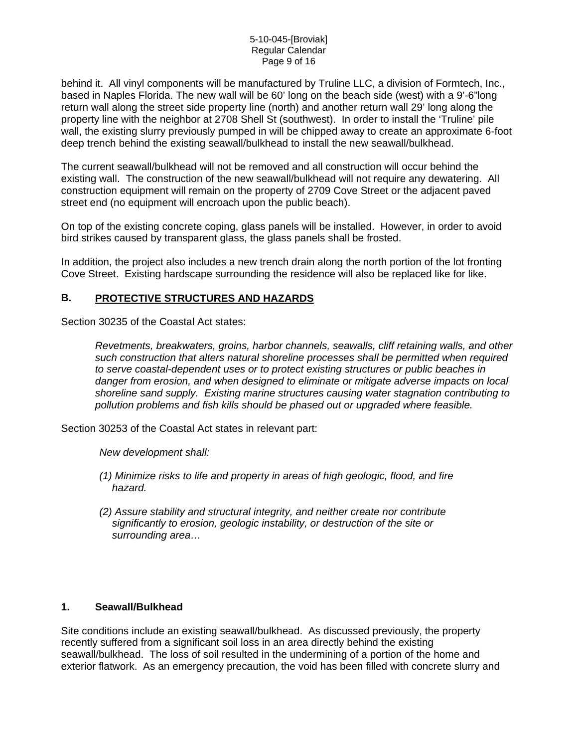behind it. All vinyl components will be manufactured by Truline LLC, a division of Formtech, Inc., based in Naples Florida. The new wall will be 60' long on the beach side (west) with a 9'-6"long return wall along the street side property line (north) and another return wall 29' long along the property line with the neighbor at 2708 Shell St (southwest). In order to install the 'Truline' pile wall, the existing slurry previously pumped in will be chipped away to create an approximate 6-foot deep trench behind the existing seawall/bulkhead to install the new seawall/bulkhead.

The current seawall/bulkhead will not be removed and all construction will occur behind the existing wall. The construction of the new seawall/bulkhead will not require any dewatering. All construction equipment will remain on the property of 2709 Cove Street or the adjacent paved street end (no equipment will encroach upon the public beach).

On top of the existing concrete coping, glass panels will be installed. However, in order to avoid bird strikes caused by transparent glass, the glass panels shall be frosted.

In addition, the project also includes a new trench drain along the north portion of the lot fronting Cove Street. Existing hardscape surrounding the residence will also be replaced like for like.

## B. PROTECTIVE STRUCTURES AND HAZARDS

Section 30235 of the Coastal Act states:

> *Revetments, breakwaters, groins, harbor channels, seawalls, cliff retaining walls, and other such construction that alters natural shoreline processes shall be permitted when required to serve coastal-dependent uses or to protect existing structures or public beaches in danger from erosion, and when designed to eliminate or mitigate adverse impacts on local shoreline sand supply. Existing marine structures causing water stagnation contributing to pollution problems and fish kills should be phased out or upgraded where feasible.*

Section 30253 of the Coastal Act states in relevant part:

> *New development shall:*
>
> *(1) Minimize risks to life and property in areas of high geologic, flood, and fire hazard.*
>
> *(2) Assure stability and structural integrity, and neither create nor contribute significantly to erosion, geologic instability, or destruction of the site or surrounding area…*

### 1. Seawall/Bulkhead

Site conditions include an existing seawall/bulkhead. As discussed previously, the property recently suffered from a significant soil loss in an area directly behind the existing seawall/bulkhead. The loss of soil resulted in the undermining of a portion of the home and exterior flatwork. As an emergency precaution, the void has been filled with concrete slurry and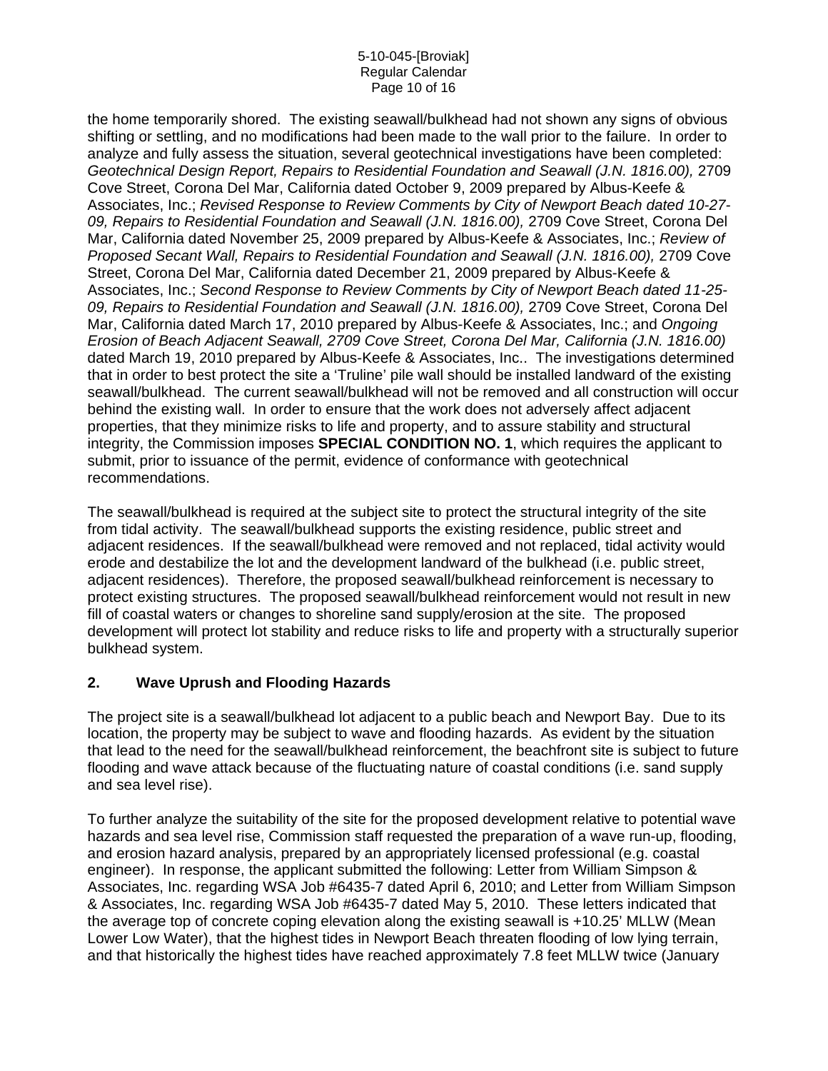the home temporarily shored. The existing seawall/bulkhead had not shown any signs of obvious shifting or settling, and no modifications had been made to the wall prior to the failure. In order to analyze and fully assess the situation, several geotechnical investigations have been completed: *Geotechnical Design Report, Repairs to Residential Foundation and Seawall (J.N. 1816.00),* 2709 Cove Street, Corona Del Mar, California dated October 9, 2009 prepared by Albus-Keefe & Associates, Inc.; *Revised Response to Review Comments by City of Newport Beach dated 10-27-09, Repairs to Residential Foundation and Seawall (J.N. 1816.00),* 2709 Cove Street, Corona Del Mar, California dated November 25, 2009 prepared by Albus-Keefe & Associates, Inc.; *Review of Proposed Secant Wall, Repairs to Residential Foundation and Seawall (J.N. 1816.00),* 2709 Cove Street, Corona Del Mar, California dated December 21, 2009 prepared by Albus-Keefe & Associates, Inc.; *Second Response to Review Comments by City of Newport Beach dated 11-25-09, Repairs to Residential Foundation and Seawall (J.N. 1816.00),* 2709 Cove Street, Corona Del Mar, California dated March 17, 2010 prepared by Albus-Keefe & Associates, Inc.; and *Ongoing Erosion of Beach Adjacent Seawall, 2709 Cove Street, Corona Del Mar, California (J.N. 1816.00)* dated March 19, 2010 prepared by Albus-Keefe & Associates, Inc.. The investigations determined that in order to best protect the site a 'Truline' pile wall should be installed landward of the existing seawall/bulkhead. The current seawall/bulkhead will not be removed and all construction will occur behind the existing wall. In order to ensure that the work does not adversely affect adjacent properties, that they minimize risks to life and property, and to assure stability and structural integrity, the Commission imposes **SPECIAL CONDITION NO. 1**, which requires the applicant to submit, prior to issuance of the permit, evidence of conformance with geotechnical recommendations.

The seawall/bulkhead is required at the subject site to protect the structural integrity of the site from tidal activity. The seawall/bulkhead supports the existing residence, public street and adjacent residences. If the seawall/bulkhead were removed and not replaced, tidal activity would erode and destabilize the lot and the development landward of the bulkhead (i.e. public street, adjacent residences). Therefore, the proposed seawall/bulkhead reinforcement is necessary to protect existing structures. The proposed seawall/bulkhead reinforcement would not result in new fill of coastal waters or changes to shoreline sand supply/erosion at the site. The proposed development will protect lot stability and reduce risks to life and property with a structurally superior bulkhead system.

### 2. Wave Uprush and Flooding Hazards

The project site is a seawall/bulkhead lot adjacent to a public beach and Newport Bay. Due to its location, the property may be subject to wave and flooding hazards. As evident by the situation that lead to the need for the seawall/bulkhead reinforcement, the beachfront site is subject to future flooding and wave attack because of the fluctuating nature of coastal conditions (i.e. sand supply and sea level rise).

To further analyze the suitability of the site for the proposed development relative to potential wave hazards and sea level rise, Commission staff requested the preparation of a wave run-up, flooding, and erosion hazard analysis, prepared by an appropriately licensed professional (e.g. coastal engineer). In response, the applicant submitted the following: Letter from William Simpson & Associates, Inc. regarding WSA Job #6435-7 dated April 6, 2010; and Letter from William Simpson & Associates, Inc. regarding WSA Job #6435-7 dated May 5, 2010. These letters indicated that the average top of concrete coping elevation along the existing seawall is +10.25' MLLW (Mean Lower Low Water), that the highest tides in Newport Beach threaten flooding of low lying terrain, and that historically the highest tides have reached approximately 7.8 feet MLLW twice (January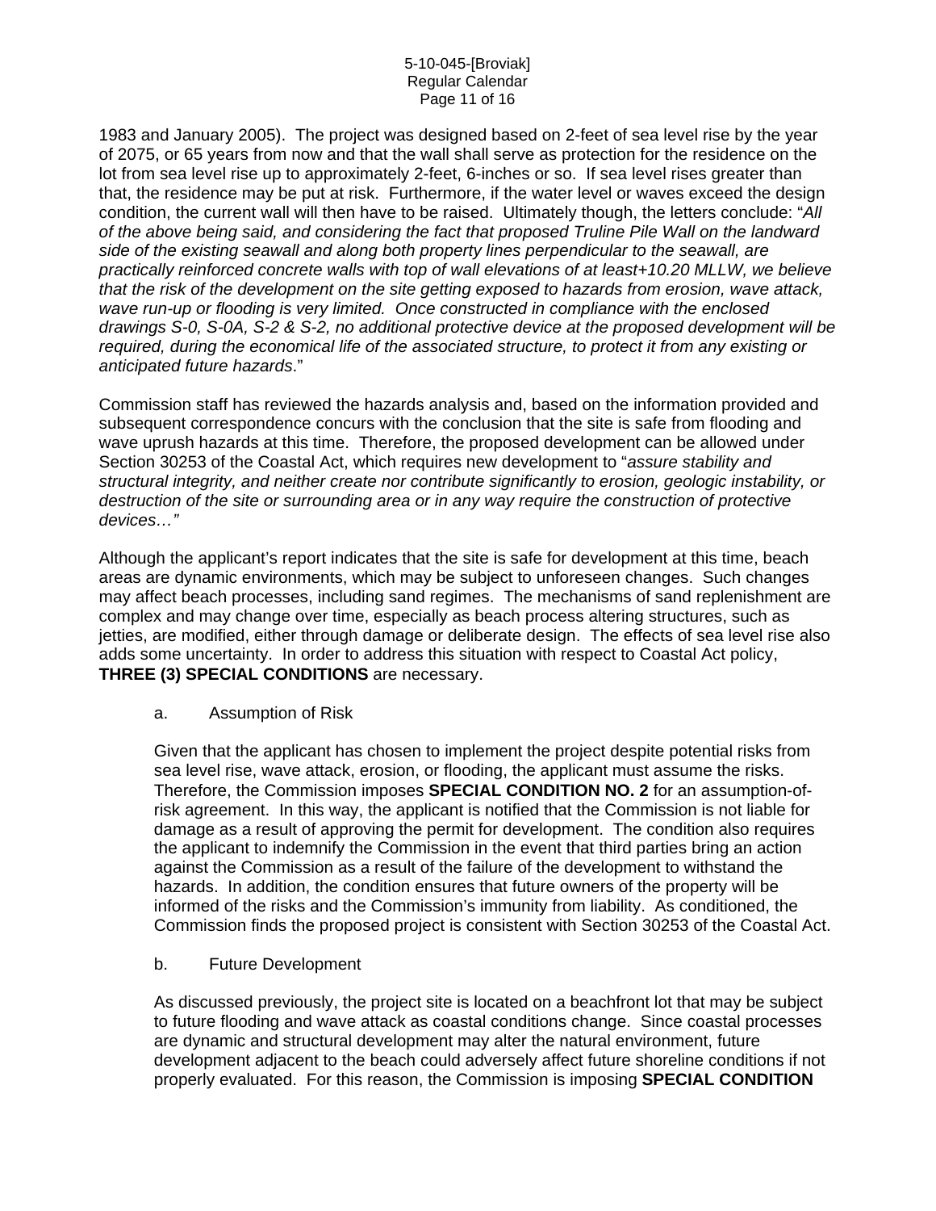1983 and January 2005). The project was designed based on 2-feet of sea level rise by the year of 2075, or 65 years from now and that the wall shall serve as protection for the residence on the lot from sea level rise up to approximately 2-feet, 6-inches or so. If sea level rises greater than that, the residence may be put at risk. Furthermore, if the water level or waves exceed the design condition, the current wall will then have to be raised. Ultimately though, the letters conclude: "*All of the above being said, and considering the fact that proposed Truline Pile Wall on the landward side of the existing seawall and along both property lines perpendicular to the seawall, are practically reinforced concrete walls with top of wall elevations of at least+10.20 MLLW, we believe that the risk of the development on the site getting exposed to hazards from erosion, wave attack, wave run-up or flooding is very limited. Once constructed in compliance with the enclosed drawings S-0, S-0A, S-2 & S-2, no additional protective device at the proposed development will be required, during the economical life of the associated structure, to protect it from any existing or anticipated future hazards*."

Commission staff has reviewed the hazards analysis and, based on the information provided and subsequent correspondence concurs with the conclusion that the site is safe from flooding and wave uprush hazards at this time. Therefore, the proposed development can be allowed under Section 30253 of the Coastal Act, which requires new development to "*assure stability and structural integrity, and neither create nor contribute significantly to erosion, geologic instability, or destruction of the site or surrounding area or in any way require the construction of protective devices…"*

Although the applicant's report indicates that the site is safe for development at this time, beach areas are dynamic environments, which may be subject to unforeseen changes. Such changes may affect beach processes, including sand regimes. The mechanisms of sand replenishment are complex and may change over time, especially as beach process altering structures, such as jetties, are modified, either through damage or deliberate design. The effects of sea level rise also adds some uncertainty. In order to address this situation with respect to Coastal Act policy, **THREE (3) SPECIAL CONDITIONS** are necessary.

a. Assumption of Risk

Given that the applicant has chosen to implement the project despite potential risks from sea level rise, wave attack, erosion, or flooding, the applicant must assume the risks. Therefore, the Commission imposes **SPECIAL CONDITION NO. 2** for an assumption-of-risk agreement. In this way, the applicant is notified that the Commission is not liable for damage as a result of approving the permit for development. The condition also requires the applicant to indemnify the Commission in the event that third parties bring an action against the Commission as a result of the failure of the development to withstand the hazards. In addition, the condition ensures that future owners of the property will be informed of the risks and the Commission's immunity from liability. As conditioned, the Commission finds the proposed project is consistent with Section 30253 of the Coastal Act.

b. Future Development

As discussed previously, the project site is located on a beachfront lot that may be subject to future flooding and wave attack as coastal conditions change. Since coastal processes are dynamic and structural development may alter the natural environment, future development adjacent to the beach could adversely affect future shoreline conditions if not properly evaluated. For this reason, the Commission is imposing **SPECIAL CONDITION**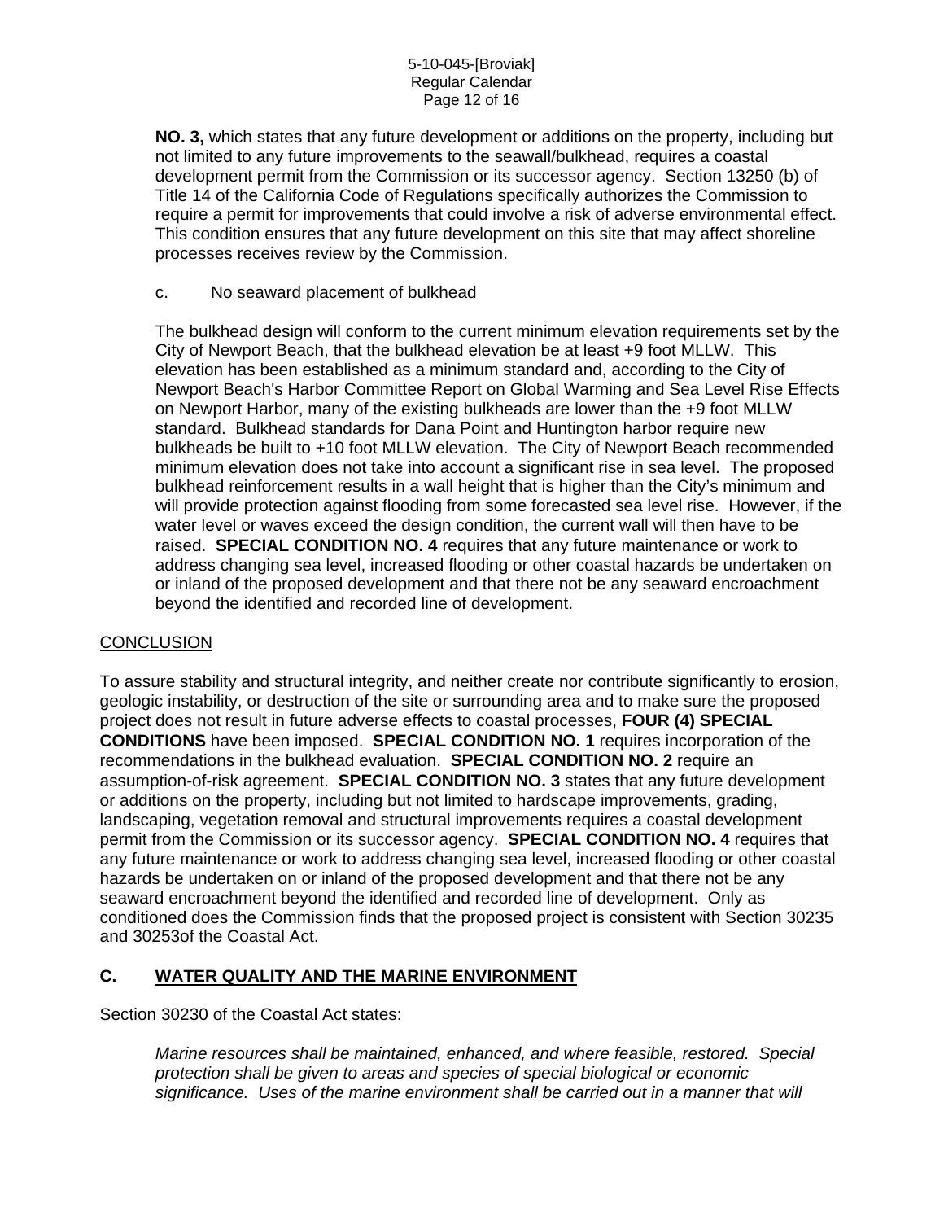**NO. 3,** which states that any future development or additions on the property, including but not limited to any future improvements to the seawall/bulkhead, requires a coastal development permit from the Commission or its successor agency. Section 13250 (b) of Title 14 of the California Code of Regulations specifically authorizes the Commission to require a permit for improvements that could involve a risk of adverse environmental effect. This condition ensures that any future development on this site that may affect shoreline processes receives review by the Commission.

c. No seaward placement of bulkhead

The bulkhead design will conform to the current minimum elevation requirements set by the City of Newport Beach, that the bulkhead elevation be at least +9 foot MLLW. This elevation has been established as a minimum standard and, according to the City of Newport Beach's Harbor Committee Report on Global Warming and Sea Level Rise Effects on Newport Harbor, many of the existing bulkheads are lower than the +9 foot MLLW standard. Bulkhead standards for Dana Point and Huntington harbor require new bulkheads be built to +10 foot MLLW elevation. The City of Newport Beach recommended minimum elevation does not take into account a significant rise in sea level. The proposed bulkhead reinforcement results in a wall height that is higher than the City's minimum and will provide protection against flooding from some forecasted sea level rise. However, if the water level or waves exceed the design condition, the current wall will then have to be raised. **SPECIAL CONDITION NO. 4** requires that any future maintenance or work to address changing sea level, increased flooding or other coastal hazards be undertaken on or inland of the proposed development and that there not be any seaward encroachment beyond the identified and recorded line of development.

CONCLUSION

To assure stability and structural integrity, and neither create nor contribute significantly to erosion, geologic instability, or destruction of the site or surrounding area and to make sure the proposed project does not result in future adverse effects to coastal processes, **FOUR (4) SPECIAL CONDITIONS** have been imposed. **SPECIAL CONDITION NO. 1** requires incorporation of the recommendations in the bulkhead evaluation. **SPECIAL CONDITION NO. 2** require an assumption-of-risk agreement. **SPECIAL CONDITION NO. 3** states that any future development or additions on the property, including but not limited to hardscape improvements, grading, landscaping, vegetation removal and structural improvements requires a coastal development permit from the Commission or its successor agency. **SPECIAL CONDITION NO. 4** requires that any future maintenance or work to address changing sea level, increased flooding or other coastal hazards be undertaken on or inland of the proposed development and that there not be any seaward encroachment beyond the identified and recorded line of development. Only as conditioned does the Commission finds that the proposed project is consistent with Section 30235 and 30253of the Coastal Act.

## C. WATER QUALITY AND THE MARINE ENVIRONMENT

Section 30230 of the Coastal Act states:

*Marine resources shall be maintained, enhanced, and where feasible, restored. Special protection shall be given to areas and species of special biological or economic significance. Uses of the marine environment shall be carried out in a manner that will*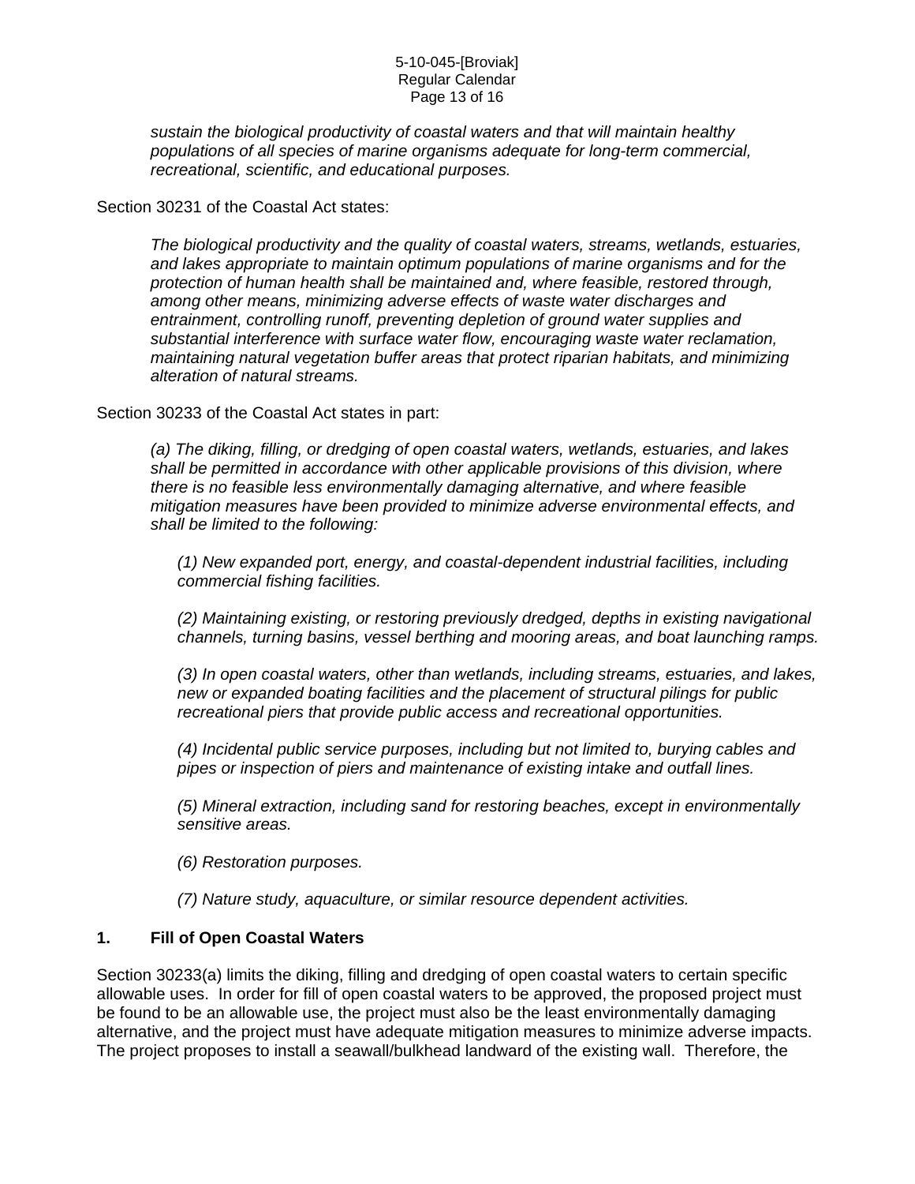*sustain the biological productivity of coastal waters and that will maintain healthy populations of all species of marine organisms adequate for long-term commercial, recreational, scientific, and educational purposes.*

Section 30231 of the Coastal Act states:

> *The biological productivity and the quality of coastal waters, streams, wetlands, estuaries, and lakes appropriate to maintain optimum populations of marine organisms and for the protection of human health shall be maintained and, where feasible, restored through, among other means, minimizing adverse effects of waste water discharges and entrainment, controlling runoff, preventing depletion of ground water supplies and substantial interference with surface water flow, encouraging waste water reclamation, maintaining natural vegetation buffer areas that protect riparian habitats, and minimizing alteration of natural streams.*

Section 30233 of the Coastal Act states in part:

> *(a) The diking, filling, or dredging of open coastal waters, wetlands, estuaries, and lakes shall be permitted in accordance with other applicable provisions of this division, where there is no feasible less environmentally damaging alternative, and where feasible mitigation measures have been provided to minimize adverse environmental effects, and shall be limited to the following:*
>
> > *(1) New expanded port, energy, and coastal-dependent industrial facilities, including commercial fishing facilities.*
> >
> > *(2) Maintaining existing, or restoring previously dredged, depths in existing navigational channels, turning basins, vessel berthing and mooring areas, and boat launching ramps.*
> >
> > *(3) In open coastal waters, other than wetlands, including streams, estuaries, and lakes, new or expanded boating facilities and the placement of structural pilings for public recreational piers that provide public access and recreational opportunities.*
> >
> > *(4) Incidental public service purposes, including but not limited to, burying cables and pipes or inspection of piers and maintenance of existing intake and outfall lines.*
> >
> > *(5) Mineral extraction, including sand for restoring beaches, except in environmentally sensitive areas.*
> >
> > *(6) Restoration purposes.*
> >
> > *(7) Nature study, aquaculture, or similar resource dependent activities.*

### 1. Fill of Open Coastal Waters

Section 30233(a) limits the diking, filling and dredging of open coastal waters to certain specific allowable uses. In order for fill of open coastal waters to be approved, the proposed project must be found to be an allowable use, the project must also be the least environmentally damaging alternative, and the project must have adequate mitigation measures to minimize adverse impacts. The project proposes to install a seawall/bulkhead landward of the existing wall. Therefore, the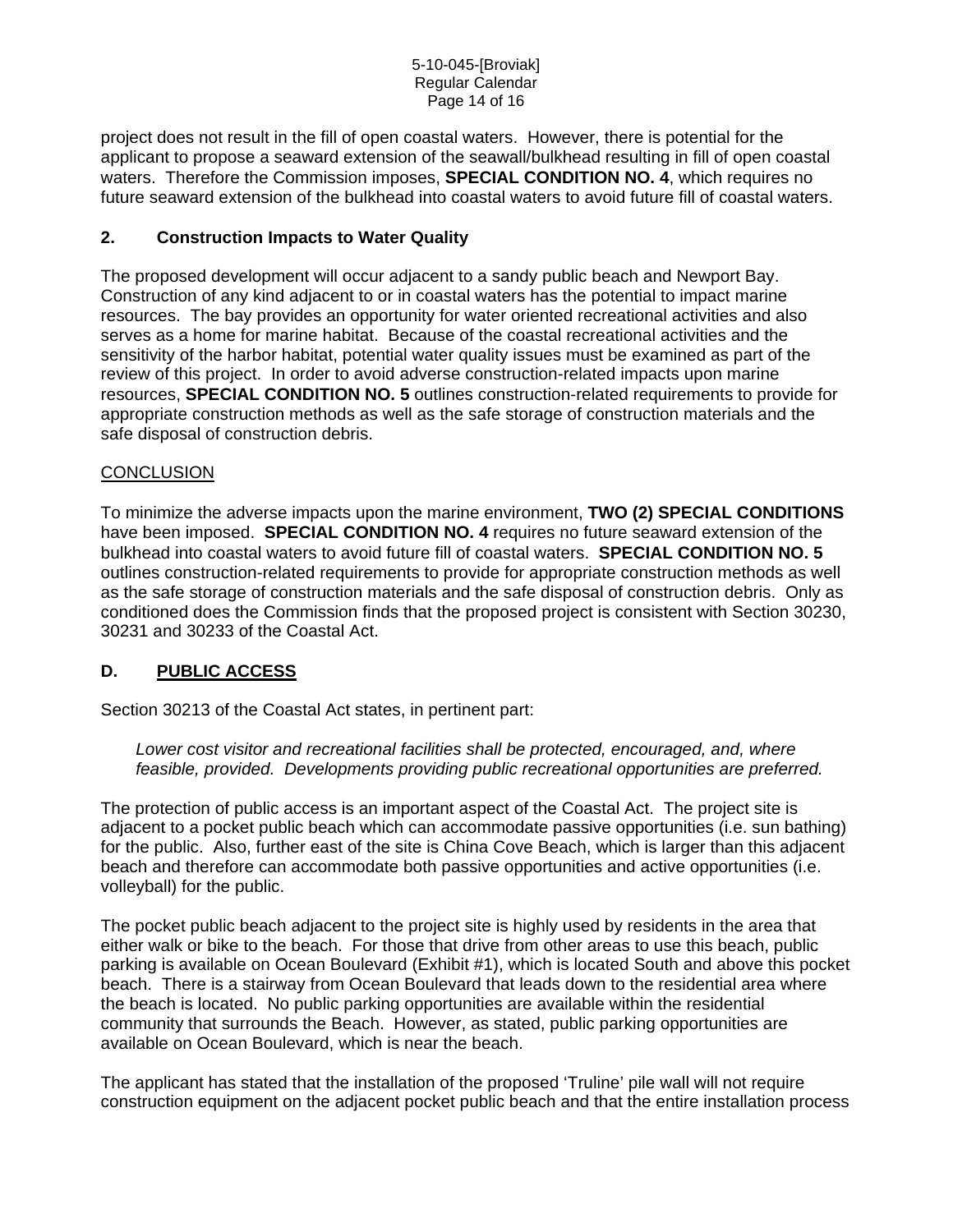project does not result in the fill of open coastal waters. However, there is potential for the applicant to propose a seaward extension of the seawall/bulkhead resulting in fill of open coastal waters. Therefore the Commission imposes, **SPECIAL CONDITION NO. 4**, which requires no future seaward extension of the bulkhead into coastal waters to avoid future fill of coastal waters.

### 2. Construction Impacts to Water Quality

The proposed development will occur adjacent to a sandy public beach and Newport Bay. Construction of any kind adjacent to or in coastal waters has the potential to impact marine resources. The bay provides an opportunity for water oriented recreational activities and also serves as a home for marine habitat. Because of the coastal recreational activities and the sensitivity of the harbor habitat, potential water quality issues must be examined as part of the review of this project. In order to avoid adverse construction-related impacts upon marine resources, **SPECIAL CONDITION NO. 5** outlines construction-related requirements to provide for appropriate construction methods as well as the safe storage of construction materials and the safe disposal of construction debris.

<u>CONCLUSION</u>

To minimize the adverse impacts upon the marine environment, **TWO (2) SPECIAL CONDITIONS** have been imposed. **SPECIAL CONDITION NO. 4** requires no future seaward extension of the bulkhead into coastal waters to avoid future fill of coastal waters. **SPECIAL CONDITION NO. 5** outlines construction-related requirements to provide for appropriate construction methods as well as the safe storage of construction materials and the safe disposal of construction debris. Only as conditioned does the Commission finds that the proposed project is consistent with Section 30230, 30231 and 30233 of the Coastal Act.

## D. <u>PUBLIC ACCESS</u>

Section 30213 of the Coastal Act states, in pertinent part:

> *Lower cost visitor and recreational facilities shall be protected, encouraged, and, where feasible, provided. Developments providing public recreational opportunities are preferred.*

The protection of public access is an important aspect of the Coastal Act. The project site is adjacent to a pocket public beach which can accommodate passive opportunities (i.e. sun bathing) for the public. Also, further east of the site is China Cove Beach, which is larger than this adjacent beach and therefore can accommodate both passive opportunities and active opportunities (i.e. volleyball) for the public.

The pocket public beach adjacent to the project site is highly used by residents in the area that either walk or bike to the beach. For those that drive from other areas to use this beach, public parking is available on Ocean Boulevard (Exhibit #1), which is located South and above this pocket beach. There is a stairway from Ocean Boulevard that leads down to the residential area where the beach is located. No public parking opportunities are available within the residential community that surrounds the Beach. However, as stated, public parking opportunities are available on Ocean Boulevard, which is near the beach.

The applicant has stated that the installation of the proposed 'Truline' pile wall will not require construction equipment on the adjacent pocket public beach and that the entire installation process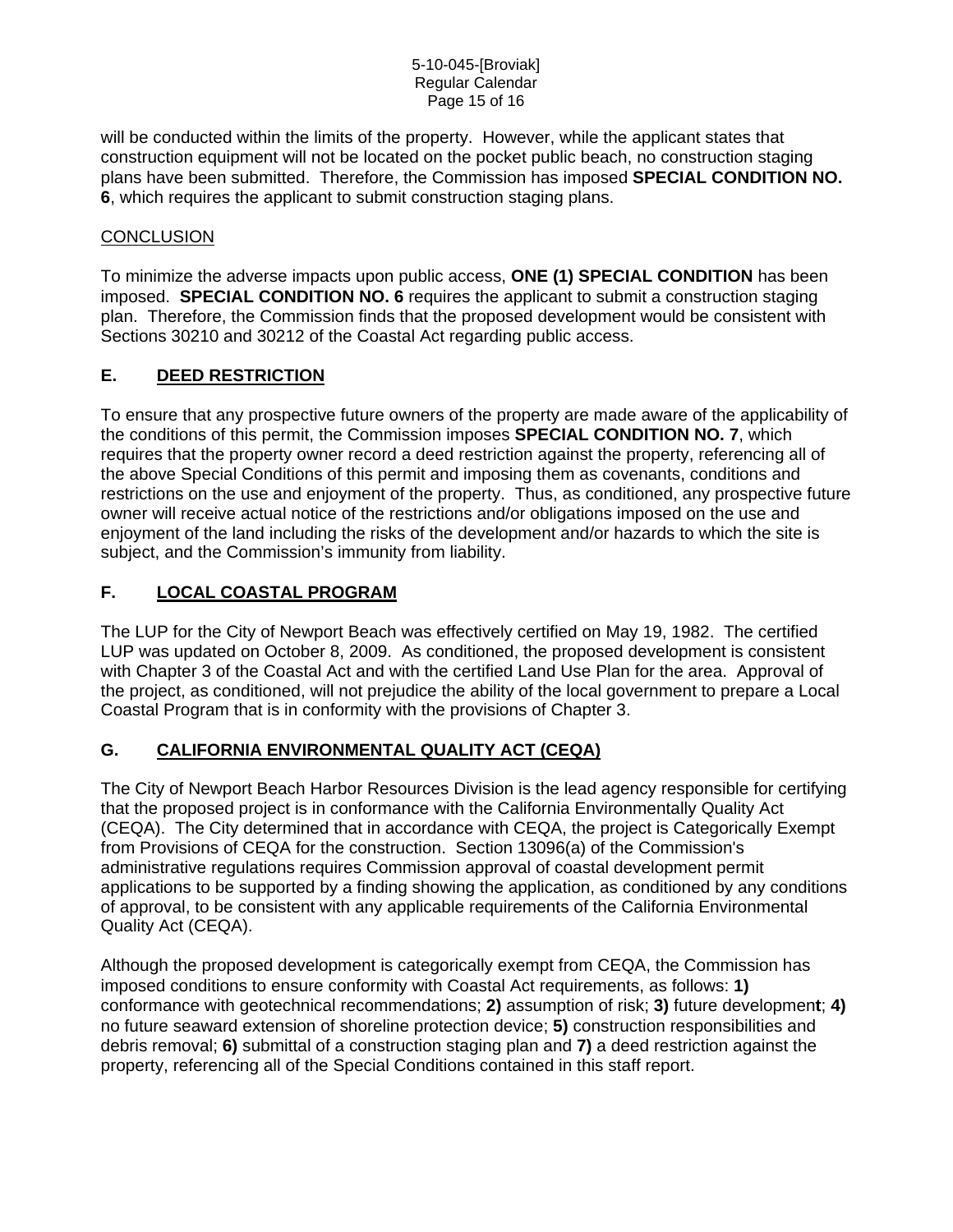will be conducted within the limits of the property. However, while the applicant states that construction equipment will not be located on the pocket public beach, no construction staging plans have been submitted. Therefore, the Commission has imposed **SPECIAL CONDITION NO. 6**, which requires the applicant to submit construction staging plans.

<u>CONCLUSION</u>

To minimize the adverse impacts upon public access, **ONE (1) SPECIAL CONDITION** has been imposed. **SPECIAL CONDITION NO. 6** requires the applicant to submit a construction staging plan. Therefore, the Commission finds that the proposed development would be consistent with Sections 30210 and 30212 of the Coastal Act regarding public access.

## E. DEED RESTRICTION

To ensure that any prospective future owners of the property are made aware of the applicability of the conditions of this permit, the Commission imposes **SPECIAL CONDITION NO. 7**, which requires that the property owner record a deed restriction against the property, referencing all of the above Special Conditions of this permit and imposing them as covenants, conditions and restrictions on the use and enjoyment of the property. Thus, as conditioned, any prospective future owner will receive actual notice of the restrictions and/or obligations imposed on the use and enjoyment of the land including the risks of the development and/or hazards to which the site is subject, and the Commission's immunity from liability.

## F. LOCAL COASTAL PROGRAM

The LUP for the City of Newport Beach was effectively certified on May 19, 1982. The certified LUP was updated on October 8, 2009. As conditioned, the proposed development is consistent with Chapter 3 of the Coastal Act and with the certified Land Use Plan for the area. Approval of the project, as conditioned, will not prejudice the ability of the local government to prepare a Local Coastal Program that is in conformity with the provisions of Chapter 3.

## G. CALIFORNIA ENVIRONMENTAL QUALITY ACT (CEQA)

The City of Newport Beach Harbor Resources Division is the lead agency responsible for certifying that the proposed project is in conformance with the California Environmentally Quality Act (CEQA). The City determined that in accordance with CEQA, the project is Categorically Exempt from Provisions of CEQA for the construction. Section 13096(a) of the Commission's administrative regulations requires Commission approval of coastal development permit applications to be supported by a finding showing the application, as conditioned by any conditions of approval, to be consistent with any applicable requirements of the California Environmental Quality Act (CEQA).

Although the proposed development is categorically exempt from CEQA, the Commission has imposed conditions to ensure conformity with Coastal Act requirements, as follows: **1)** conformance with geotechnical recommendations; **2)** assumption of risk; **3)** future development; **4)** no future seaward extension of shoreline protection device; **5)** construction responsibilities and debris removal; **6)** submittal of a construction staging plan and **7)** a deed restriction against the property, referencing all of the Special Conditions contained in this staff report.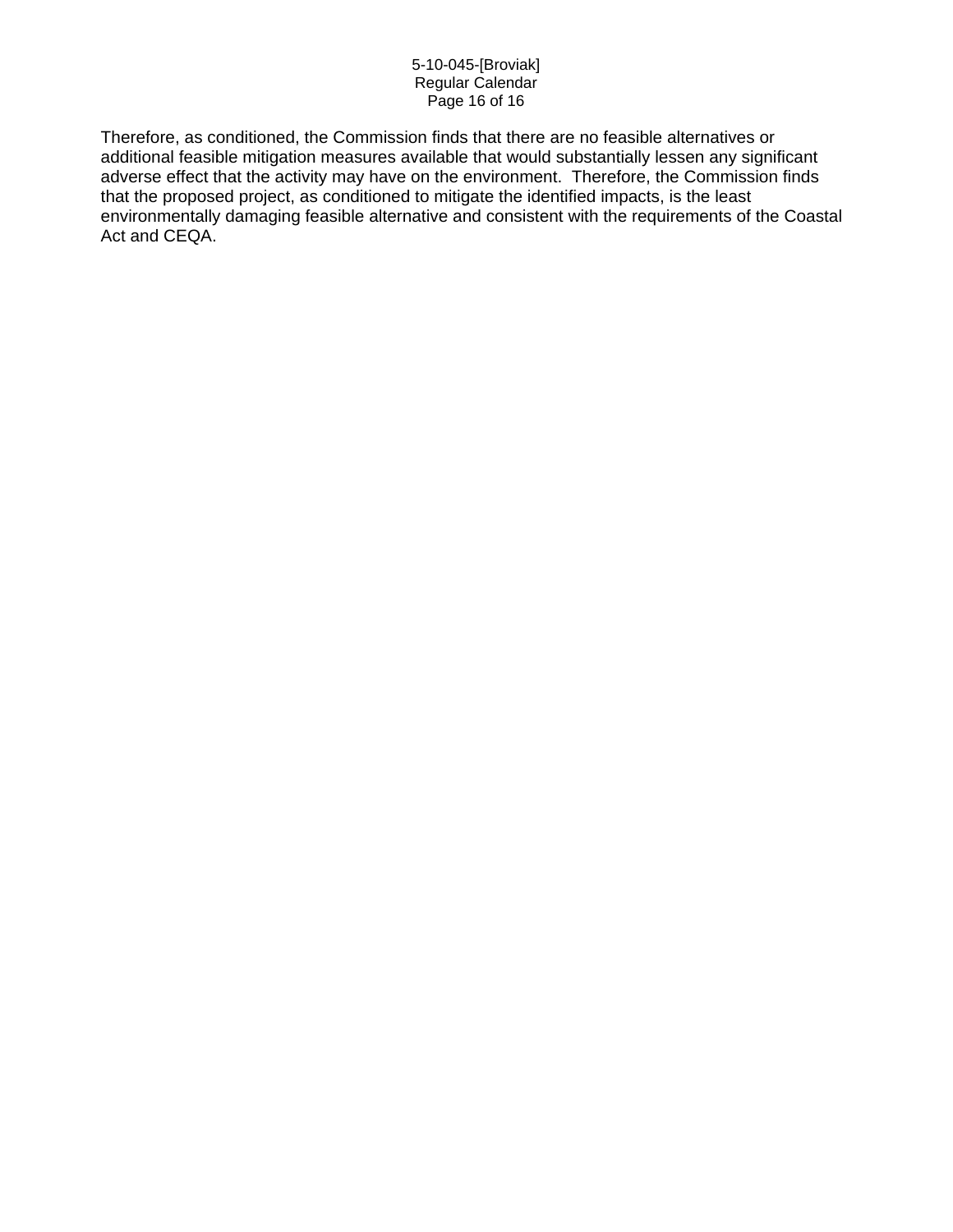Therefore, as conditioned, the Commission finds that there are no feasible alternatives or additional feasible mitigation measures available that would substantially lessen any significant adverse effect that the activity may have on the environment. Therefore, the Commission finds that the proposed project, as conditioned to mitigate the identified impacts, is the least environmentally damaging feasible alternative and consistent with the requirements of the Coastal Act and CEQA.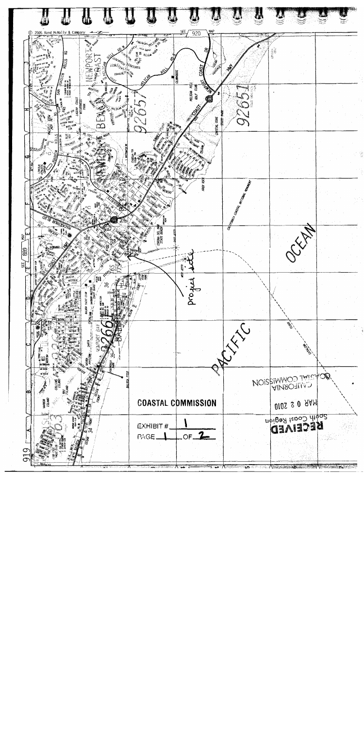© 2005 Rand McNally & Company

SEE 920 MAP

SEE 889 MAP

NEWPORT COAST

NEWPORT BEACH

92657

92651

92661

92663

OCEAN

PACIFIC

Project site

COASTAL COMMISSION

EXHIBIT # 1

PAGE 1 OF 2

RECEIVED
South Coast Region

MAR 0 2 2010

CALIFORNIA
COASTAL COMMISSION

919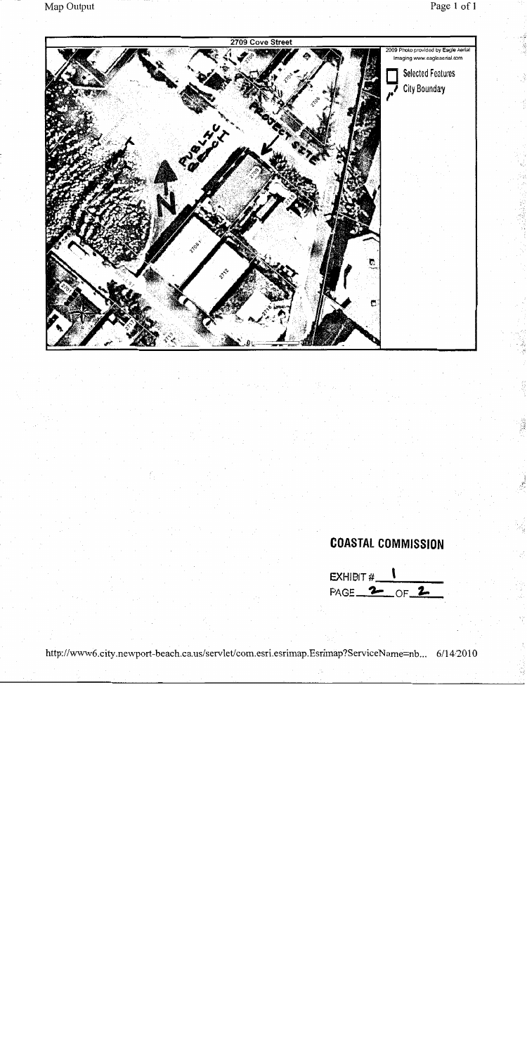2709 Cove Street

2009 Photo provided by Eagle Aerial Imaging www.eagleaerial.com

Selected Features

City Boundary

PUBLIC BEACH

PROJECT SITE

N

**COASTAL COMMISSION**

EXHIBIT # 1

PAGE 2 OF 2

http://www6.city.newport-beach.ca.us/servlet/com.esri.esrimap.Esrimap?ServiceName=nb... 6/14/2010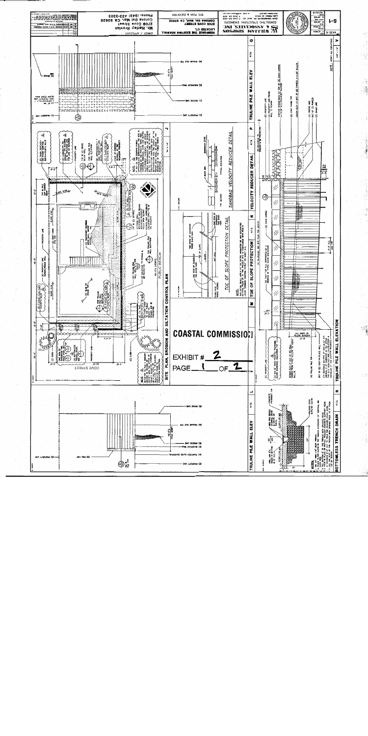# COASTAL COMMISSION

EXHIBIT # 2

PAGE 1 OF 2

## SITE PLAN, EROSION AND SILTATION CONTROL PLAN

## TRULINE PILE WALL ELEV

## TRULINE PILE WALL ELEVATION

## TOE OF SLOPE PROTECTION DETAIL

## SANDBAG VELOCITY REDUCER DETAIL

## BOTTOMLESS TRENCH DRAIN

PUBLIC BEACH

COVE STREET

REINFORCE THE EXISTING SEAWALL

LOCATED AT:
2708 COVE STREET
CORONA DEL MAR, CA 92625

SITE PLAN & ELEVATION

OWNER / APPLICANT:
Mr. Harley Rivkin
2708 Cove Street
Corona Del Mar, CA 92625
Phone: (949) 433-3303

WILLIAM SIMPSON & ASSOCIATES, INC.
CONSULTING STRUCTURAL ENGINEERS

S-1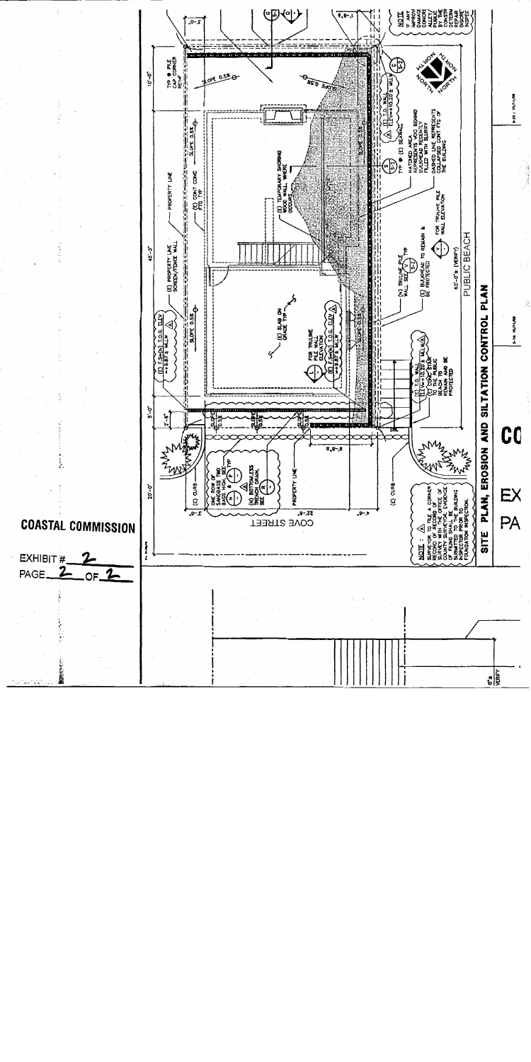COASTAL COMMISSION

EXHIBIT # 2

PAGE 2 OF 2

SITE PLAN, EROSION AND SILTATION CONTROL PLAN

PUBLIC BEACH

COVE STREET

(E) PROPERTY LINE, SCREEN/FENCE WALL

PROPERTY LINE

(E) CONT CONC FTG TYP

TYP @ PILE CAP CORNER REINF

SLOPE 0.5%

(E) SLAB ON GRADE TYP

(E) TEMPORARY SHORING WOOD WALL WHERE OCCURS

FOR TRULINE PILE WALL ELEVATION

(N) TRULINE PILE WALL SEE TYP

(E) BULKHEAD TO REMAIN & BE PROTECTED

(E) CONC STAIR TO THE PUBLIC BEACH TO REMAIN AND BE PROTECTED

(E) T.O. WALL ELEV=+10.20'± MLLW

TYP @ (E) SEAWALL

HATCHED AREA REPRESENTS VOID BEHIND BULKHEAD RECENTLY FILLED WITH SLURRY

DASHED LINE REPRESENTS COLLAPSED CONT FTG OF THE BUILDING

(E) F.S=(N) T.O.G. ELEV =+9.87'± MLLW

ONE ROW OF SANDBAGS TWO BAGS HIGH, SEE TYP

(N) BOTTOMLESS TRENCH DRAIN, SEE

(E) CURB

NOTE: SURVEYOR TO FILE A CORNER RECORD OF SURVEY WITH THE OFFICE OF COUNTY SURVEYOR. EVIDENCE OF FILING SHALL BE SUBMITTED TO THE BUILDING INSPECTOR PRIOR TO FOUNDATION INSPECTION.

NOTE: IF ANY IMPROV DAMAGE CONCR ALLEY/ REPAIR BY THE FOR THE DETERM REPAIR DISCRE INSPEC

10'-0" 45'-0" 5'-0" 20'-0" 2'-8" 22'-0" 4'-0" 5'-0" 1'-8" 8'-6" 60'-0"± (VERIFY)

NORTH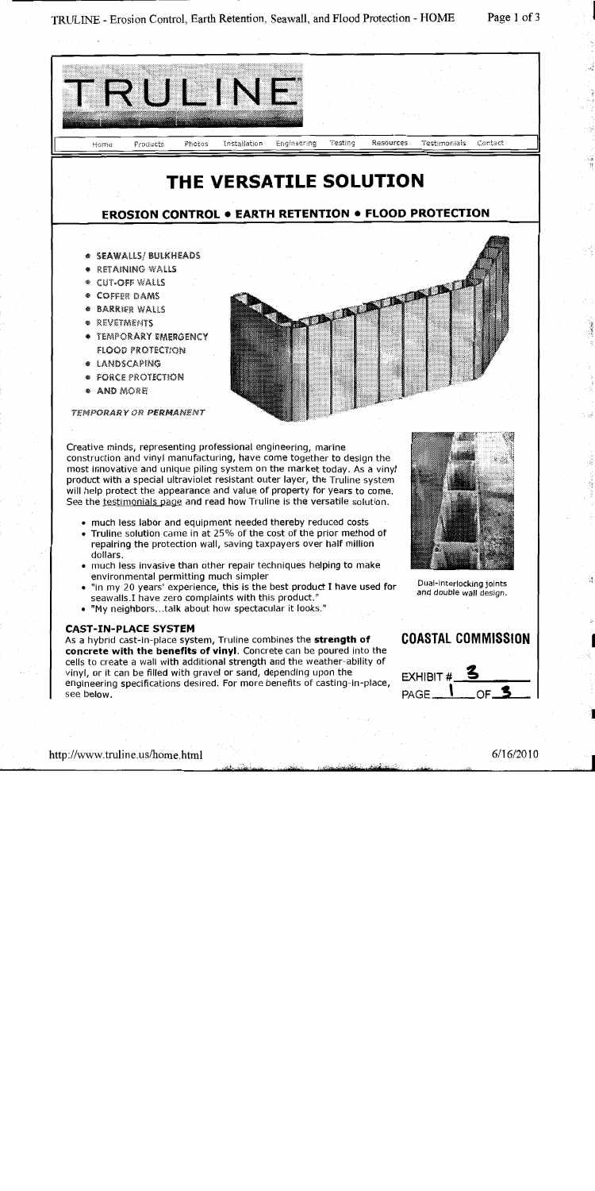# TRULINE

Home Products Photos Installation Engineering Testing Resources Testimonials Contact

## THE VERSATILE SOLUTION

### EROSION CONTROL • EARTH RETENTION • FLOOD PROTECTION

- SEAWALLS/ BULKHEADS
- RETAINING WALLS
- CUT-OFF WALLS
- COFFER DAMS
- BARRIER WALLS
- REVETMENTS
- TEMPORARY EMERGENCY FLOOD PROTECTION
- LANDSCAPING
- FORCE PROTECTION
- AND MORE

*TEMPORARY OR PERMANENT*

Creative minds, representing professional engineering, marine construction and vinyl manufacturing, have come together to design the most innovative and unique piling system on the market today. As a vinyl product with a special ultraviolet resistant outer layer, the Truline system will help protect the appearance and value of property for years to come. See the testimonials page and read how Truline is the versatile solution.

- much less labor and equipment needed thereby reduced costs
- Truline solution came in at 25% of the cost of the prior method of repairing the protection wall, saving taxpayers over half million dollars.
- much less invasive than other repair techniques helping to make environmental permitting much simpler
- "In my 20 years' experience, this is the best product I have used for seawalls.I have zero complaints with this product."
- "My neighbors...talk about how spectacular it looks."

Dual-interlocking joints and double wall design.

### CAST-IN-PLACE SYSTEM

As a hybrid cast-in-place system, Truline combines the **strength of concrete with the benefits of vinyl**. Concrete can be poured into the cells to create a wall with additional strength and the weather-ability of vinyl, or it can be filled with gravel or sand, depending upon the engineering specifications desired. For more benefits of casting-in-place, see below.

COASTAL COMMISSION

EXHIBIT # 3

PAGE 1 OF 3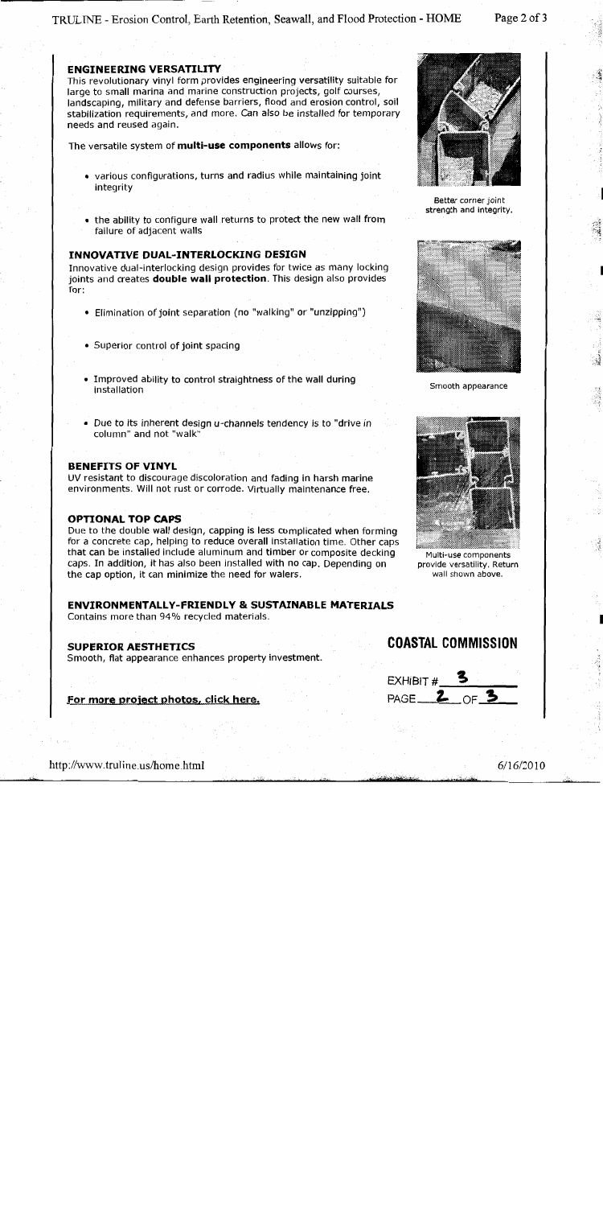## ENGINEERING VERSATILITY

This revolutionary vinyl form provides engineering versatility suitable for large to small marina and marine construction projects, golf courses, landscaping, military and defense barriers, flood and erosion control, soil stabilization requirements, and more. Can also be installed for temporary needs and reused again.

The versatile system of **multi-use components** allows for:

- various configurations, turns and radius while maintaining joint integrity
- the ability to configure wall returns to protect the new wall from failure of adjacent walls

## INNOVATIVE DUAL-INTERLOCKING DESIGN

Innovative dual-interlocking design provides for twice as many locking joints and creates **double wall protection**. This design also provides for:

- Elimination of joint separation (no "walking" or "unzipping")
- Superior control of joint spacing
- Improved ability to control straightness of the wall during installation
- Due to its inherent design u-channels tendency is to "drive in column" and not "walk"

## BENEFITS OF VINYL

UV resistant to discourage discoloration and fading in harsh marine environments. Will not rust or corrode. Virtually maintenance free.

## OPTIONAL TOP CAPS

Due to the double wall design, capping is less complicated when forming for a concrete cap, helping to reduce overall installation time. Other caps that can be installed include aluminum and timber or composite decking caps. In addition, it has also been installed with no cap. Depending on the cap option, it can minimize the need for walers.

## ENVIRONMENTALLY-FRIENDLY & SUSTAINABLE MATERIALS

Contains more than 94% recycled materials.

## SUPERIOR AESTHETICS

Smooth, flat appearance enhances property investment.

**For more project photos, click here.**

Better corner joint strength and integrity.

Smooth appearance

Multi-use components provide versatility. Return wall shown above.

**COASTAL COMMISSION**

EXHIBIT # 3

PAGE 2 OF 3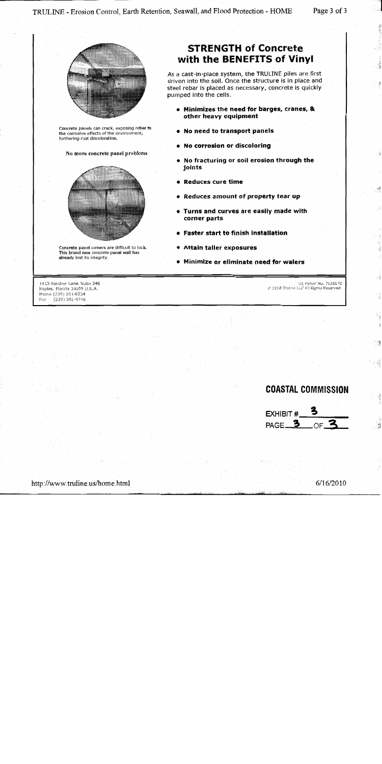Concrete panels can crack, exposing rebar to the corrosive effects of the environment, furthering rust discoloration.

No more concrete panel problems

Concrete panel corners are difficult to lock. This brand new concrete panel wall has already lost its integrity.

## STRENGTH of Concrete with the BENEFITS of Vinyl

As a cast-in-place system, the TRULINE piles are first driven into the soil. Once the structure is in place and steel rebar is placed as necessary, concrete is quickly pumped into the cells.

- **Minimizes the need for barges, cranes, & other heavy equipment**
- **No need to transport panels**
- **No corrosion or discoloring**
- **No fracturing or soil erosion through the joints**
- **Reduces cure time**
- ***Reduces amount of property tear up***
- **Turns and curves are easily made with corner parts**
- **Faster start to finish installation**
- **Attain taller exposures**
- **Minimize or eliminate need for walers**

1415 Panther Lane, Suite 240
Naples, Florida 34109 U.S.A.
Phone (239) 591-6254
Fax (239) 591-6746

US Patent No. 7628570
© 2010 Truline LLC All Rights Reserved.

**COASTAL COMMISSION**

EXHIBIT # 3
PAGE 3 OF 3

http://www.truline.us/home.html

6/16/2010